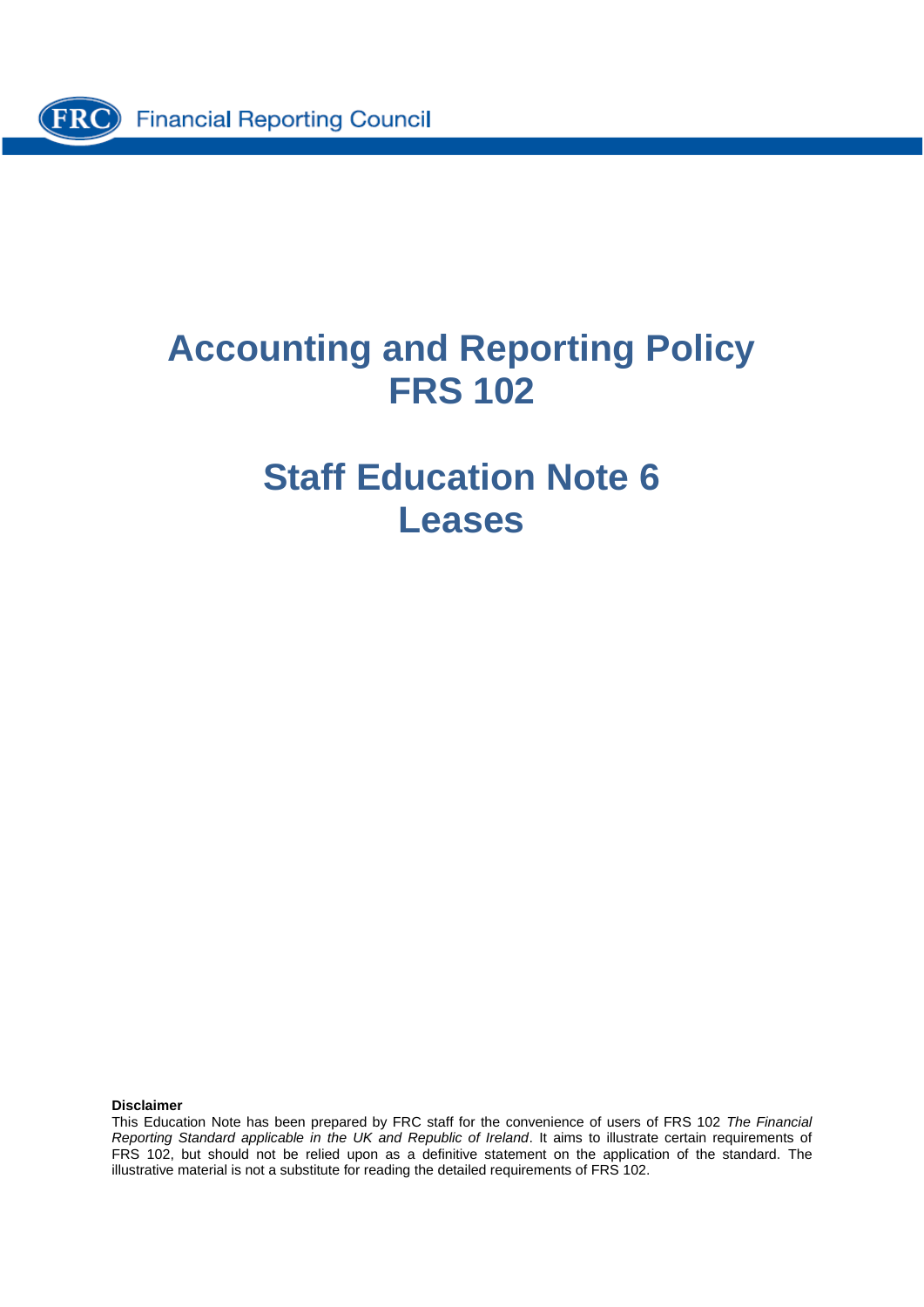Financial Reporting Council

# Accounting and Reporting Policy
# FRS 102

# Staff Education Note 6
# Leases

**Disclaimer**

This Education Note has been prepared by FRC staff for the convenience of users of FRS 102 *The Financial Reporting Standard applicable in the UK and Republic of Ireland*. It aims to illustrate certain requirements of FRS 102, but should not be relied upon as a definitive statement on the application of the standard. The illustrative material is not a substitute for reading the detailed requirements of FRS 102.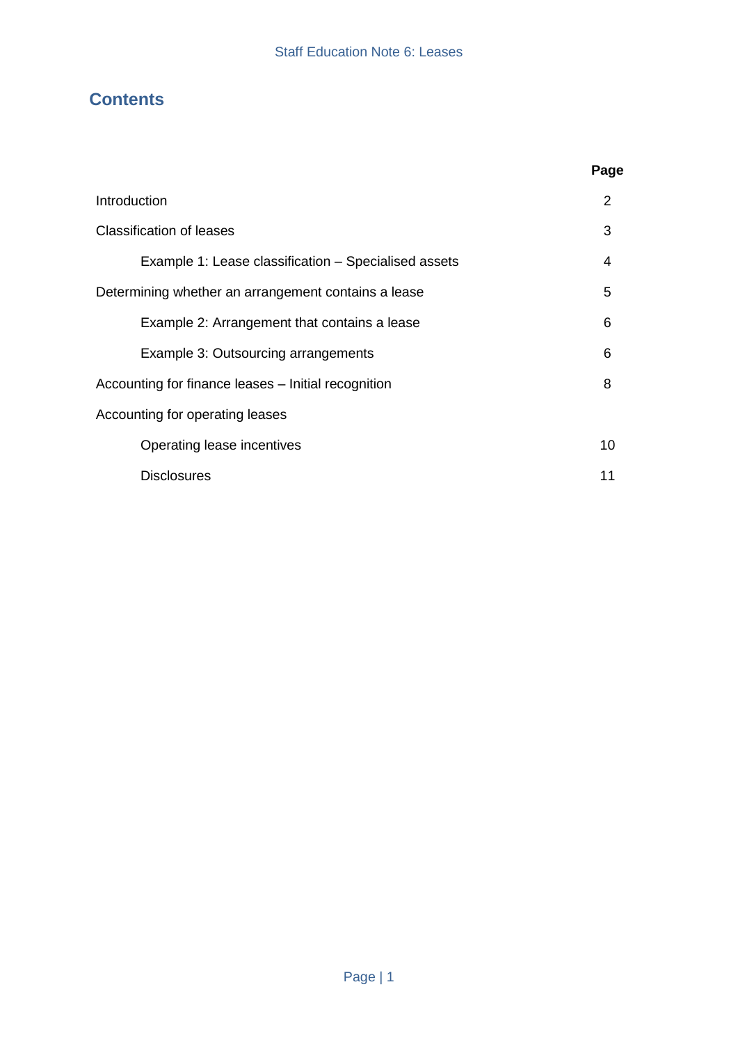## Contents

| | Page |
|---|---|
| Introduction | 2 |
| Classification of leases | 3 |
| Example 1: Lease classification – Specialised assets | 4 |
| Determining whether an arrangement contains a lease | 5 |
| Example 2: Arrangement that contains a lease | 6 |
| Example 3: Outsourcing arrangements | 6 |
| Accounting for finance leases – Initial recognition | 8 |
| Accounting for operating leases | |
| Operating lease incentives | 10 |
| Disclosures | 11 |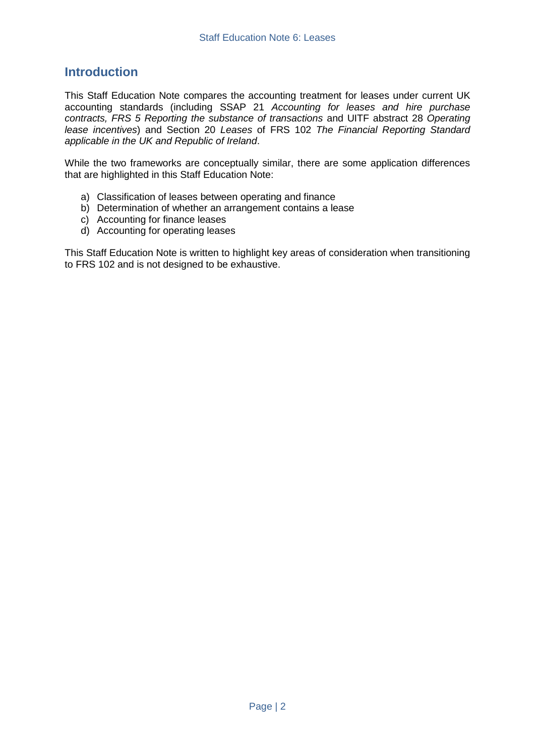## Introduction

This Staff Education Note compares the accounting treatment for leases under current UK accounting standards (including SSAP 21 *Accounting for leases and hire purchase contracts, FRS 5 Reporting the substance of transactions* and UITF abstract 28 *Operating lease incentives*) and Section 20 *Leases* of FRS 102 *The Financial Reporting Standard applicable in the UK and Republic of Ireland*.

While the two frameworks are conceptually similar, there are some application differences that are highlighted in this Staff Education Note:

a) Classification of leases between operating and finance
b) Determination of whether an arrangement contains a lease
c) Accounting for finance leases
d) Accounting for operating leases

This Staff Education Note is written to highlight key areas of consideration when transitioning to FRS 102 and is not designed to be exhaustive.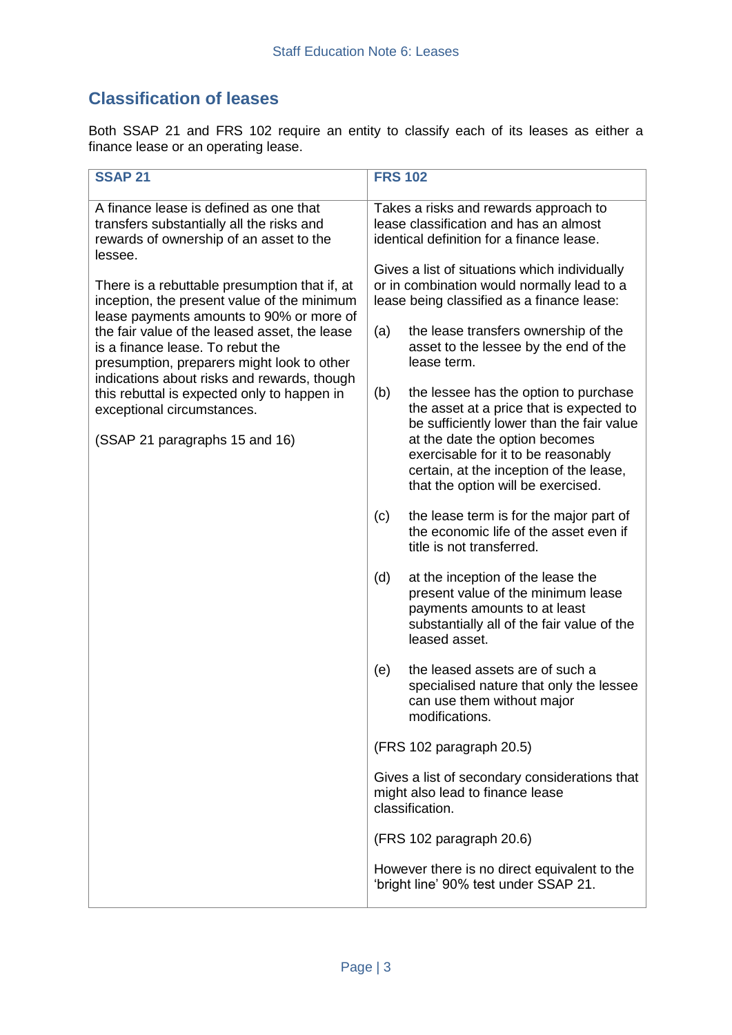## Classification of leases

Both SSAP 21 and FRS 102 require an entity to classify each of its leases as either a finance lease or an operating lease.

| SSAP 21 | FRS 102 |
|---|---|
| A finance lease is defined as one that transfers substantially all the risks and rewards of ownership of an asset to the lessee.<br><br>There is a rebuttable presumption that if, at inception, the present value of the minimum lease payments amounts to 90% or more of the fair value of the leased asset, the lease is a finance lease. To rebut the presumption, preparers might look to other indications about risks and rewards, though this rebuttal is expected only to happen in exceptional circumstances.<br><br>(SSAP 21 paragraphs 15 and 16) | Takes a risks and rewards approach to lease classification and has an almost identical definition for a finance lease.<br><br>Gives a list of situations which individually or in combination would normally lead to a lease being classified as a finance lease:<br><br>(a) the lease transfers ownership of the asset to the lessee by the end of the lease term.<br><br>(b) the lessee has the option to purchase the asset at a price that is expected to be sufficiently lower than the fair value at the date the option becomes exercisable for it to be reasonably certain, at the inception of the lease, that the option will be exercised.<br><br>(c) the lease term is for the major part of the economic life of the asset even if title is not transferred.<br><br>(d) at the inception of the lease the present value of the minimum lease payments amounts to at least substantially all of the fair value of the leased asset.<br><br>(e) the leased assets are of such a specialised nature that only the lessee can use them without major modifications.<br><br>(FRS 102 paragraph 20.5)<br><br>Gives a list of secondary considerations that might also lead to finance lease classification.<br><br>(FRS 102 paragraph 20.6)<br><br>However there is no direct equivalent to the 'bright line' 90% test under SSAP 21. |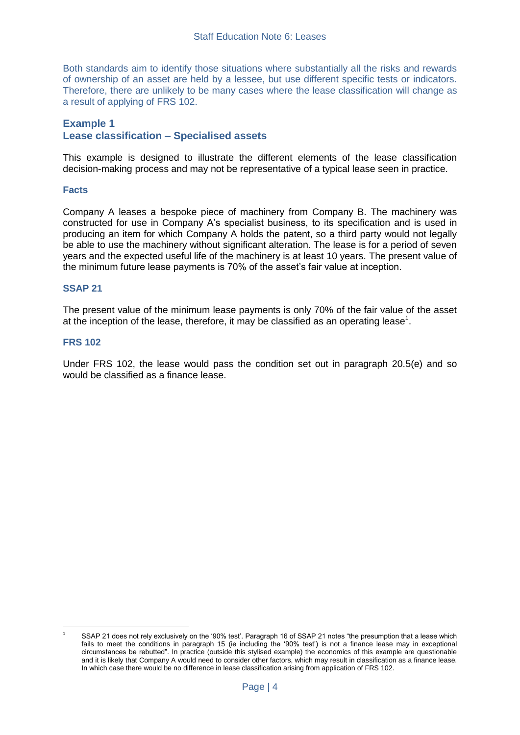Both standards aim to identify those situations where substantially all the risks and rewards of ownership of an asset are held by a lessee, but use different specific tests or indicators. Therefore, there are unlikely to be many cases where the lease classification will change as a result of applying of FRS 102.

## Example 1
## Lease classification – Specialised assets

This example is designed to illustrate the different elements of the lease classification decision-making process and may not be representative of a typical lease seen in practice.

### Facts

Company A leases a bespoke piece of machinery from Company B. The machinery was constructed for use in Company A's specialist business, to its specification and is used in producing an item for which Company A holds the patent, so a third party would not legally be able to use the machinery without significant alteration. The lease is for a period of seven years and the expected useful life of the machinery is at least 10 years. The present value of the minimum future lease payments is 70% of the asset's fair value at inception.

### SSAP 21

The present value of the minimum lease payments is only 70% of the fair value of the asset at the inception of the lease, therefore, it may be classified as an operating lease[1].

### FRS 102

Under FRS 102, the lease would pass the condition set out in paragraph 20.5(e) and so would be classified as a finance lease.

---

[1] SSAP 21 does not rely exclusively on the '90% test'. Paragraph 16 of SSAP 21 notes "the presumption that a lease which fails to meet the conditions in paragraph 15 (ie including the '90% test') is not a finance lease may in exceptional circumstances be rebutted". In practice (outside this stylised example) the economics of this example are questionable and it is likely that Company A would need to consider other factors, which may result in classification as a finance lease. In which case there would be no difference in lease classification arising from application of FRS 102.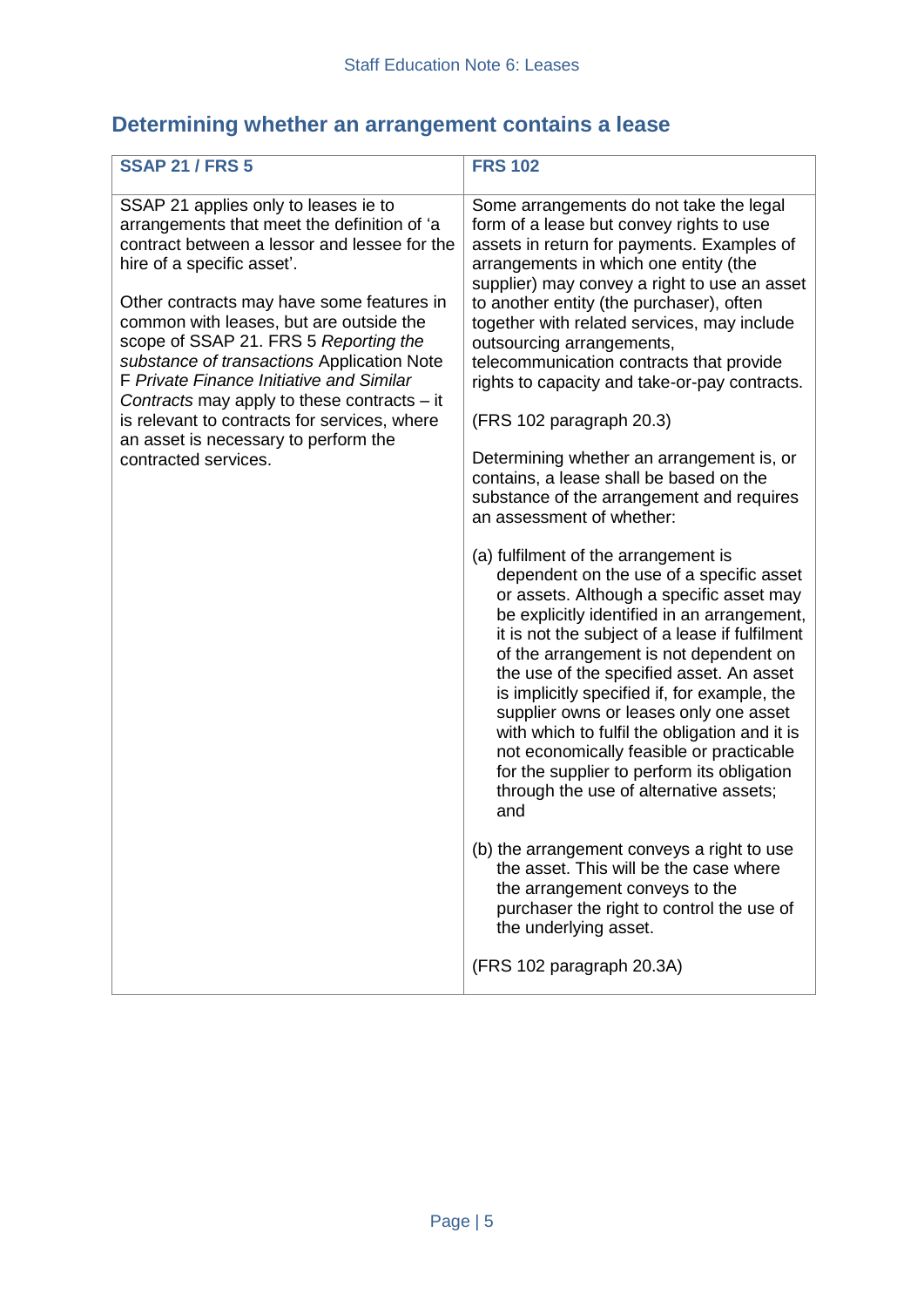## Determining whether an arrangement contains a lease

| SSAP 21 / FRS 5 | FRS 102 |
|---|---|
| SSAP 21 applies only to leases ie to arrangements that meet the definition of 'a contract between a lessor and lessee for the hire of a specific asset'.<br><br>Other contracts may have some features in common with leases, but are outside the scope of SSAP 21. FRS 5 *Reporting the substance of transactions* Application Note F *Private Finance Initiative and Similar Contracts* may apply to these contracts – it is relevant to contracts for services, where an asset is necessary to perform the contracted services. | Some arrangements do not take the legal form of a lease but convey rights to use assets in return for payments. Examples of arrangements in which one entity (the supplier) may convey a right to use an asset to another entity (the purchaser), often together with related services, may include outsourcing arrangements, telecommunication contracts that provide rights to capacity and take-or-pay contracts.<br><br>(FRS 102 paragraph 20.3)<br><br>Determining whether an arrangement is, or contains, a lease shall be based on the substance of the arrangement and requires an assessment of whether:<br><br>(a) fulfilment of the arrangement is dependent on the use of a specific asset or assets. Although a specific asset may be explicitly identified in an arrangement, it is not the subject of a lease if fulfilment of the arrangement is not dependent on the use of the specified asset. An asset is implicitly specified if, for example, the supplier owns or leases only one asset with which to fulfil the obligation and it is not economically feasible or practicable for the supplier to perform its obligation through the use of alternative assets; and<br><br>(b) the arrangement conveys a right to use the asset. This will be the case where the arrangement conveys to the purchaser the right to control the use of the underlying asset.<br><br>(FRS 102 paragraph 20.3A) |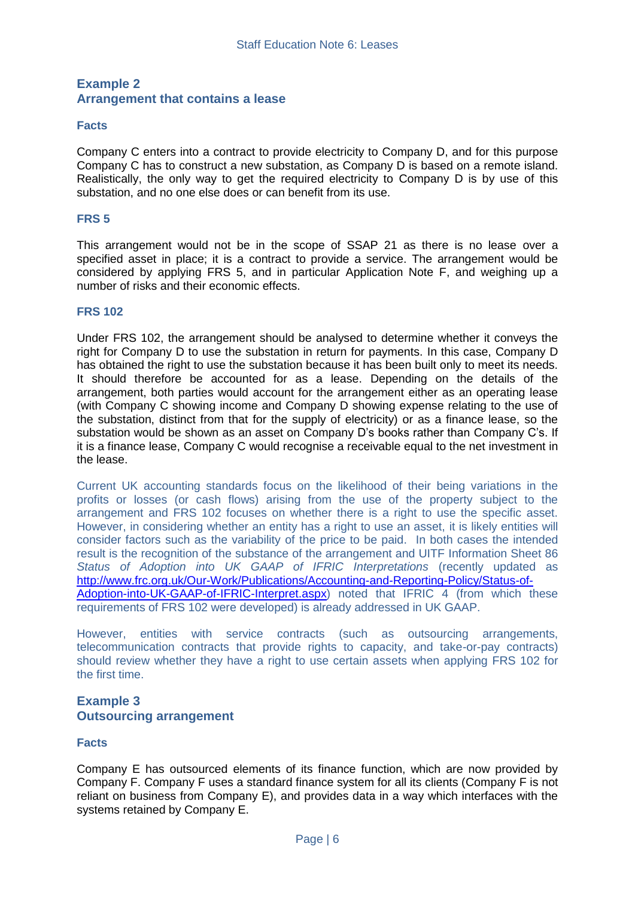## Example 2
## Arrangement that contains a lease

### Facts

Company C enters into a contract to provide electricity to Company D, and for this purpose Company C has to construct a new substation, as Company D is based on a remote island. Realistically, the only way to get the required electricity to Company D is by use of this substation, and no one else does or can benefit from its use.

### FRS 5

This arrangement would not be in the scope of SSAP 21 as there is no lease over a specified asset in place; it is a contract to provide a service. The arrangement would be considered by applying FRS 5, and in particular Application Note F, and weighing up a number of risks and their economic effects.

### FRS 102

Under FRS 102, the arrangement should be analysed to determine whether it conveys the right for Company D to use the substation in return for payments. In this case, Company D has obtained the right to use the substation because it has been built only to meet its needs. It should therefore be accounted for as a lease. Depending on the details of the arrangement, both parties would account for the arrangement either as an operating lease (with Company C showing income and Company D showing expense relating to the use of the substation, distinct from that for the supply of electricity) or as a finance lease, so the substation would be shown as an asset on Company D's books rather than Company C's. If it is a finance lease, Company C would recognise a receivable equal to the net investment in the lease.

Current UK accounting standards focus on the likelihood of their being variations in the profits or losses (or cash flows) arising from the use of the property subject to the arrangement and FRS 102 focuses on whether there is a right to use the specific asset. However, in considering whether an entity has a right to use an asset, it is likely entities will consider factors such as the variability of the price to be paid. In both cases the intended result is the recognition of the substance of the arrangement and UITF Information Sheet 86 *Status of Adoption into UK GAAP of IFRIC Interpretations* (recently updated as [http://www.frc.org.uk/Our-Work/Publications/Accounting-and-Reporting-Policy/Status-of-Adoption-into-UK-GAAP-of-IFRIC-Interpret.aspx](http://www.frc.org.uk/Our-Work/Publications/Accounting-and-Reporting-Policy/Status-of-Adoption-into-UK-GAAP-of-IFRIC-Interpret.aspx)) noted that IFRIC 4 (from which these requirements of FRS 102 were developed) is already addressed in UK GAAP.

However, entities with service contracts (such as outsourcing arrangements, telecommunication contracts that provide rights to capacity, and take-or-pay contracts) should review whether they have a right to use certain assets when applying FRS 102 for the first time.

## Example 3
## Outsourcing arrangement

### Facts

Company E has outsourced elements of its finance function, which are now provided by Company F. Company F uses a standard finance system for all its clients (Company F is not reliant on business from Company E), and provides data in a way which interfaces with the systems retained by Company E.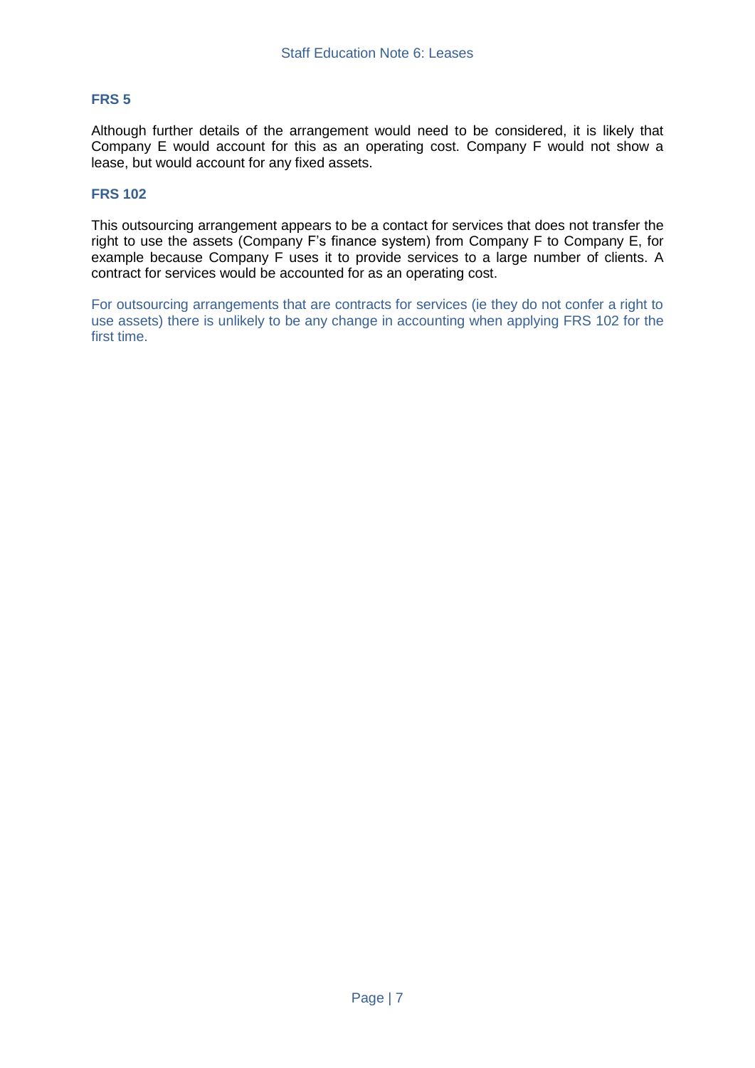## FRS 5

Although further details of the arrangement would need to be considered, it is likely that Company E would account for this as an operating cost. Company F would not show a lease, but would account for any fixed assets.

## FRS 102

This outsourcing arrangement appears to be a contact for services that does not transfer the right to use the assets (Company F's finance system) from Company F to Company E, for example because Company F uses it to provide services to a large number of clients. A contract for services would be accounted for as an operating cost.

For outsourcing arrangements that are contracts for services (ie they do not confer a right to use assets) there is unlikely to be any change in accounting when applying FRS 102 for the first time.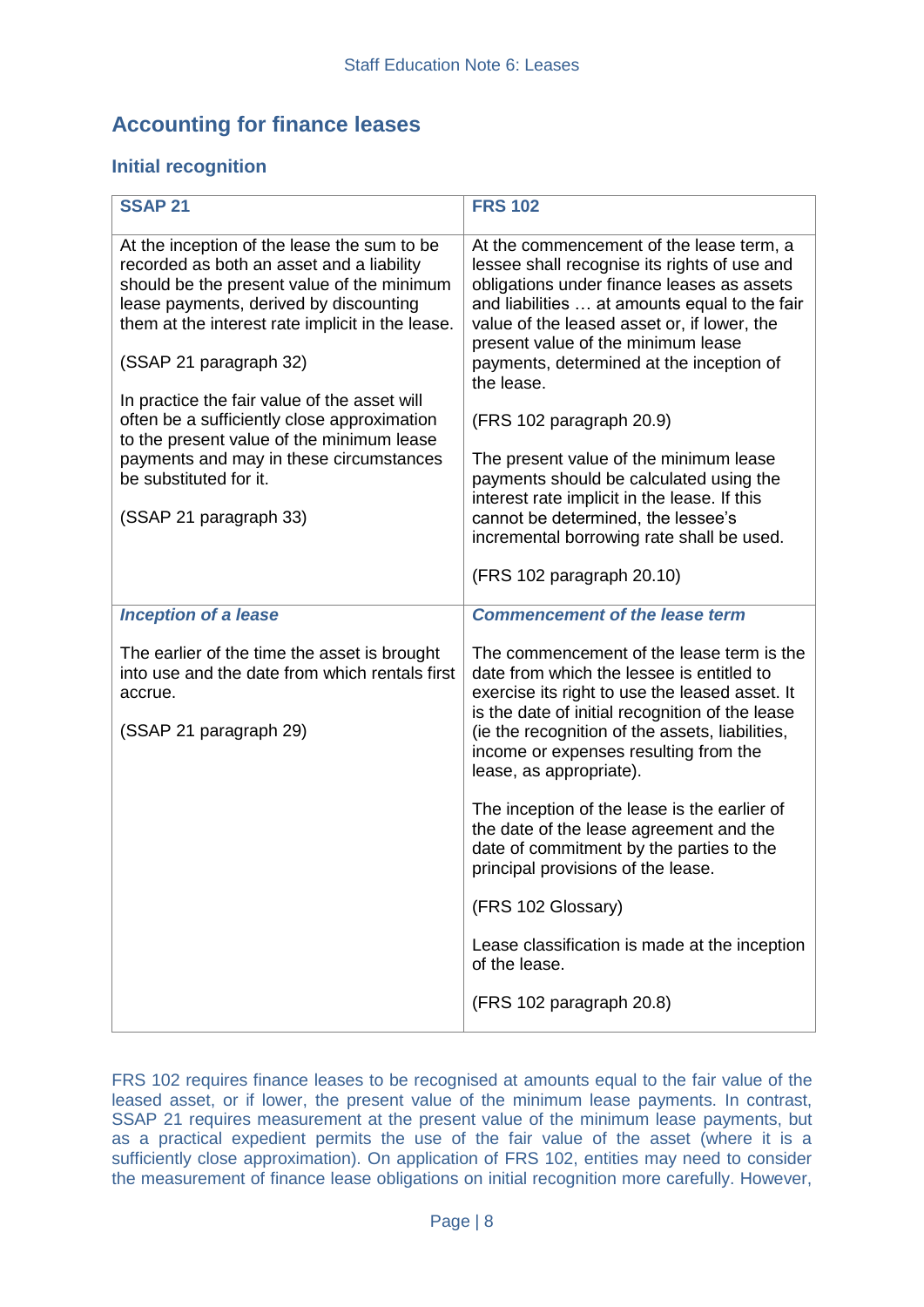## Accounting for finance leases

### Initial recognition

| SSAP 21 | FRS 102 |
|---|---|
| At the inception of the lease the sum to be recorded as both an asset and a liability should be the present value of the minimum lease payments, derived by discounting them at the interest rate implicit in the lease.<br><br>(SSAP 21 paragraph 32)<br><br>In practice the fair value of the asset will often be a sufficiently close approximation to the present value of the minimum lease payments and may in these circumstances be substituted for it.<br><br>(SSAP 21 paragraph 33) | At the commencement of the lease term, a lessee shall recognise its rights of use and obligations under finance leases as assets and liabilities … at amounts equal to the fair value of the leased asset or, if lower, the present value of the minimum lease payments, determined at the inception of the lease.<br><br>(FRS 102 paragraph 20.9)<br><br>The present value of the minimum lease payments should be calculated using the interest rate implicit in the lease. If this cannot be determined, the lessee's incremental borrowing rate shall be used.<br><br>(FRS 102 paragraph 20.10) |
| ***Inception of a lease***<br><br>The earlier of the time the asset is brought into use and the date from which rentals first accrue.<br><br>(SSAP 21 paragraph 29) | ***Commencement of the lease term***<br><br>The commencement of the lease term is the date from which the lessee is entitled to exercise its right to use the leased asset. It is the date of initial recognition of the lease (ie the recognition of the assets, liabilities, income or expenses resulting from the lease, as appropriate).<br><br>The inception of the lease is the earlier of the date of the lease agreement and the date of commitment by the parties to the principal provisions of the lease.<br><br>(FRS 102 Glossary)<br><br>Lease classification is made at the inception of the lease.<br><br>(FRS 102 paragraph 20.8) |

FRS 102 requires finance leases to be recognised at amounts equal to the fair value of the leased asset, or if lower, the present value of the minimum lease payments. In contrast, SSAP 21 requires measurement at the present value of the minimum lease payments, but as a practical expedient permits the use of the fair value of the asset (where it is a sufficiently close approximation). On application of FRS 102, entities may need to consider the measurement of finance lease obligations on initial recognition more carefully. However,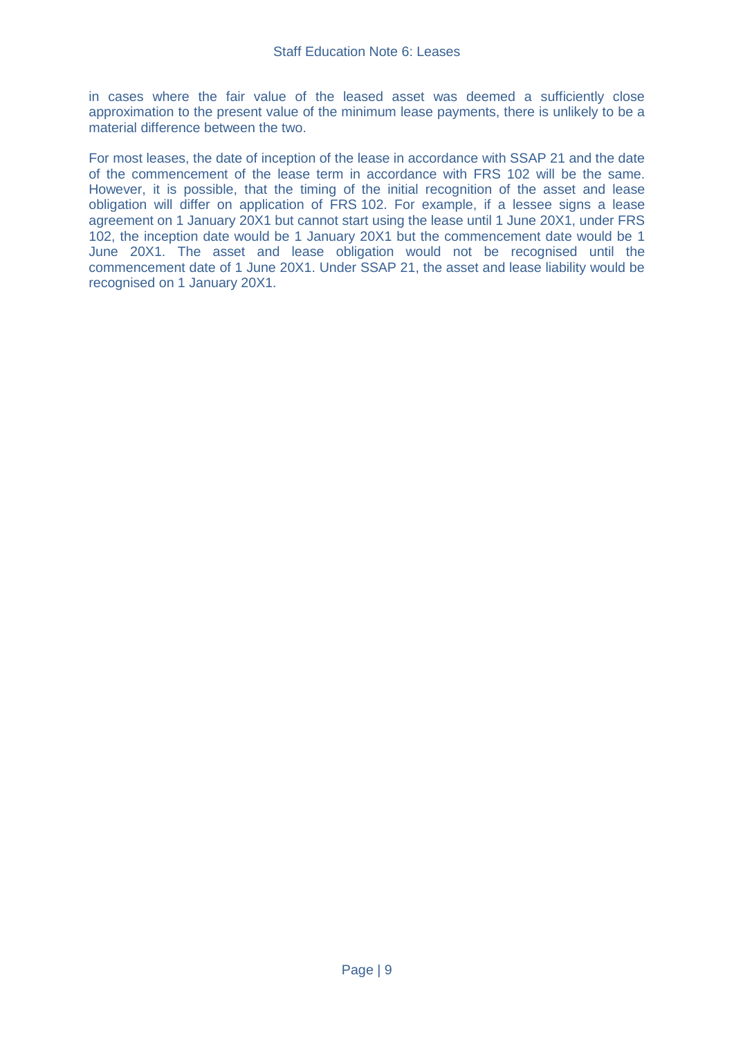in cases where the fair value of the leased asset was deemed a sufficiently close approximation to the present value of the minimum lease payments, there is unlikely to be a material difference between the two.

For most leases, the date of inception of the lease in accordance with SSAP 21 and the date of the commencement of the lease term in accordance with FRS 102 will be the same. However, it is possible, that the timing of the initial recognition of the asset and lease obligation will differ on application of FRS 102. For example, if a lessee signs a lease agreement on 1 January 20X1 but cannot start using the lease until 1 June 20X1, under FRS 102, the inception date would be 1 January 20X1 but the commencement date would be 1 June 20X1. The asset and lease obligation would not be recognised until the commencement date of 1 June 20X1. Under SSAP 21, the asset and lease liability would be recognised on 1 January 20X1.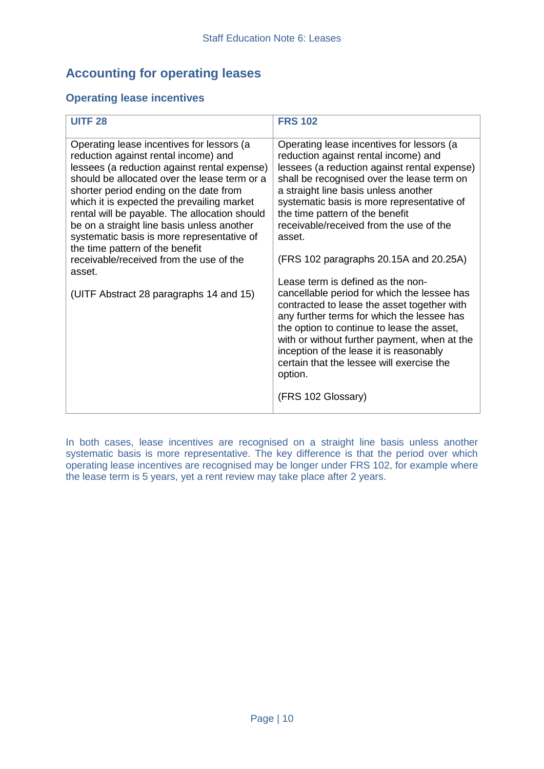## Accounting for operating leases

### Operating lease incentives

| UITF 28 | FRS 102 |
|---|---|
| Operating lease incentives for lessors (a reduction against rental income) and lessees (a reduction against rental expense) should be allocated over the lease term or a shorter period ending on the date from which it is expected the prevailing market rental will be payable. The allocation should be on a straight line basis unless another systematic basis is more representative of the time pattern of the benefit receivable/received from the use of the asset.<br><br>(UITF Abstract 28 paragraphs 14 and 15) | Operating lease incentives for lessors (a reduction against rental income) and lessees (a reduction against rental expense) shall be recognised over the lease term on a straight line basis unless another systematic basis is more representative of the time pattern of the benefit receivable/received from the use of the asset.<br><br>(FRS 102 paragraphs 20.15A and 20.25A)<br><br>Lease term is defined as the non-cancellable period for which the lessee has contracted to lease the asset together with any further terms for which the lessee has the option to continue to lease the asset, with or without further payment, when at the inception of the lease it is reasonably certain that the lessee will exercise the option.<br><br>(FRS 102 Glossary) |

In both cases, lease incentives are recognised on a straight line basis unless another systematic basis is more representative. The key difference is that the period over which operating lease incentives are recognised may be longer under FRS 102, for example where the lease term is 5 years, yet a rent review may take place after 2 years.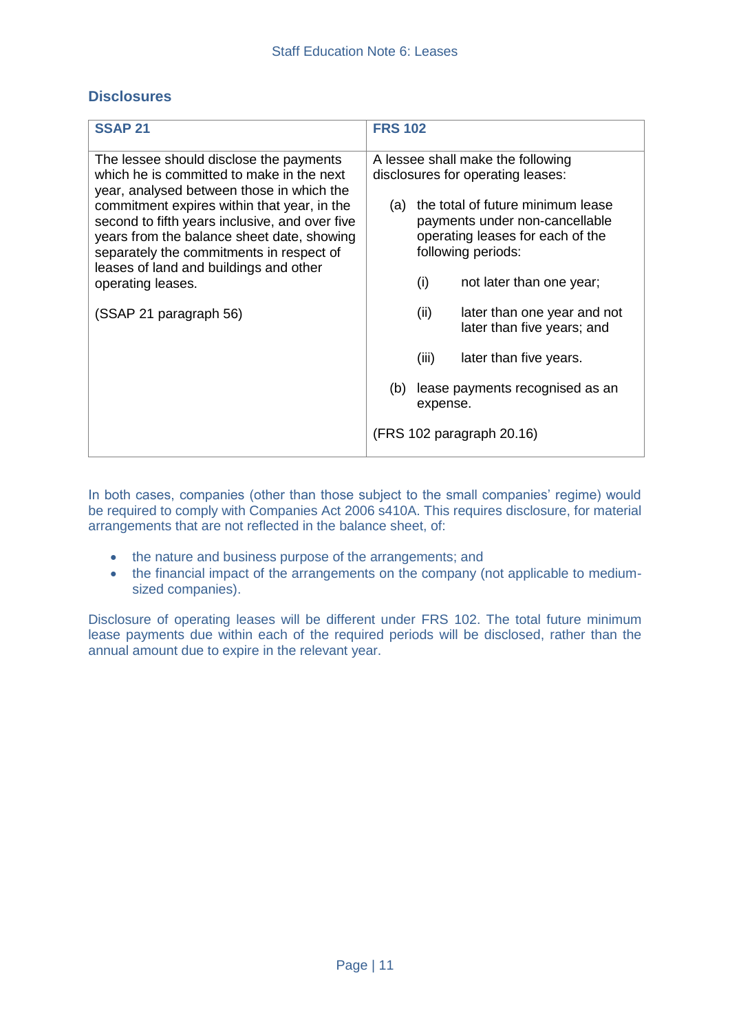## Disclosures

| SSAP 21 | FRS 102 |
|---|---|
| The lessee should disclose the payments which he is committed to make in the next year, analysed between those in which the commitment expires within that year, in the second to fifth years inclusive, and over five years from the balance sheet date, showing separately the commitments in respect of leases of land and buildings and other operating leases.<br><br>(SSAP 21 paragraph 56) | A lessee shall make the following disclosures for operating leases:<br><br>(a) the total of future minimum lease payments under non-cancellable operating leases for each of the following periods:<br><br>(i) not later than one year;<br><br>(ii) later than one year and not later than five years; and<br><br>(iii) later than five years.<br><br>(b) lease payments recognised as an expense.<br><br>(FRS 102 paragraph 20.16) |

In both cases, companies (other than those subject to the small companies' regime) would be required to comply with Companies Act 2006 s410A. This requires disclosure, for material arrangements that are not reflected in the balance sheet, of:

- the nature and business purpose of the arrangements; and
- the financial impact of the arrangements on the company (not applicable to medium-sized companies).

Disclosure of operating leases will be different under FRS 102. The total future minimum lease payments due within each of the required periods will be disclosed, rather than the annual amount due to expire in the relevant year.